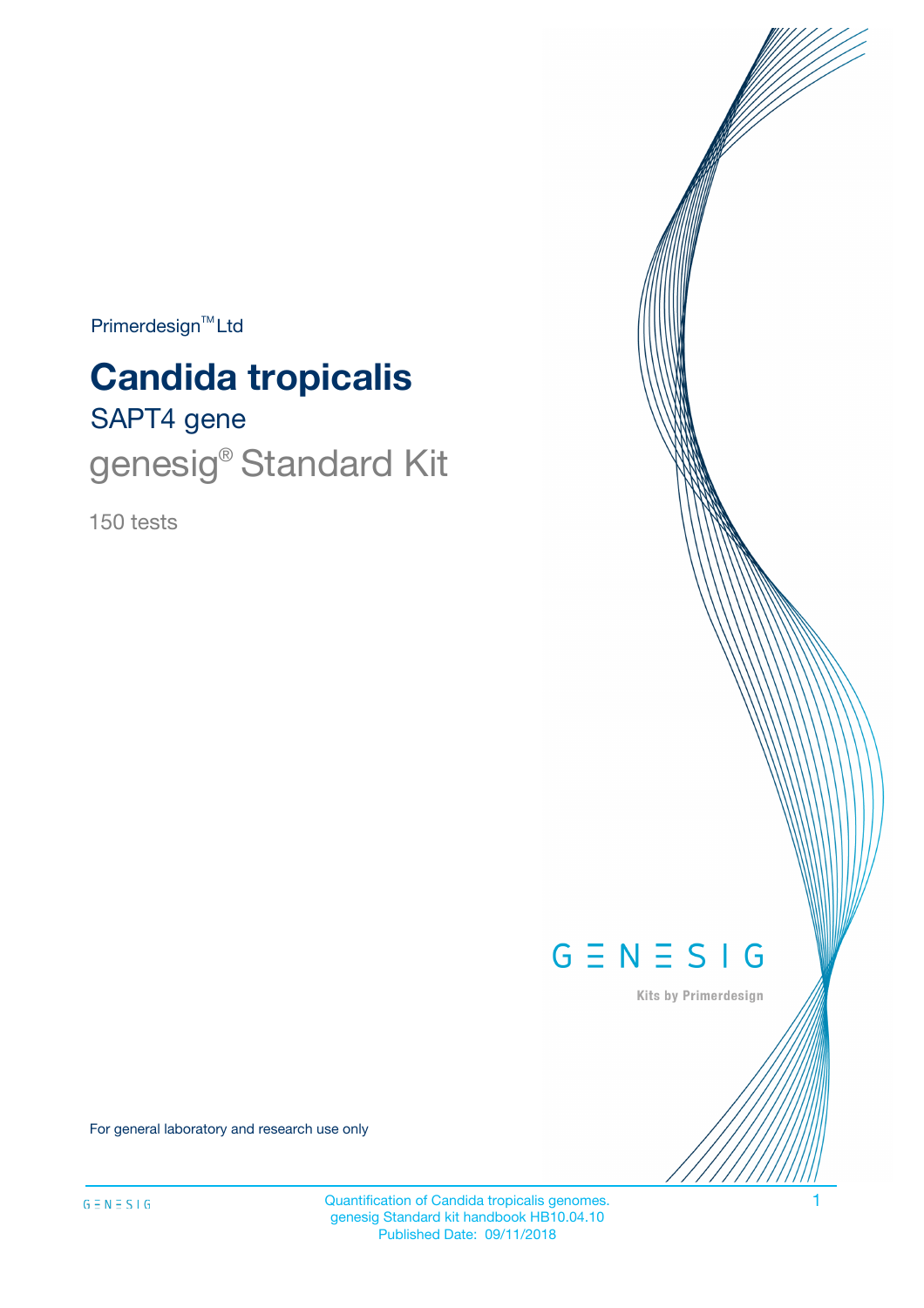Primerdesign™ Ltd

# Candida tropicalis

## SAPT4 gene

## genesig® Standard Kit

150 tests

GENESIG

Kits by Primerdesign

For general laboratory and research use only

Quantification of Candida tropicalis genomes.
genesig Standard kit handbook HB10.04.10
Published Date: 09/11/2018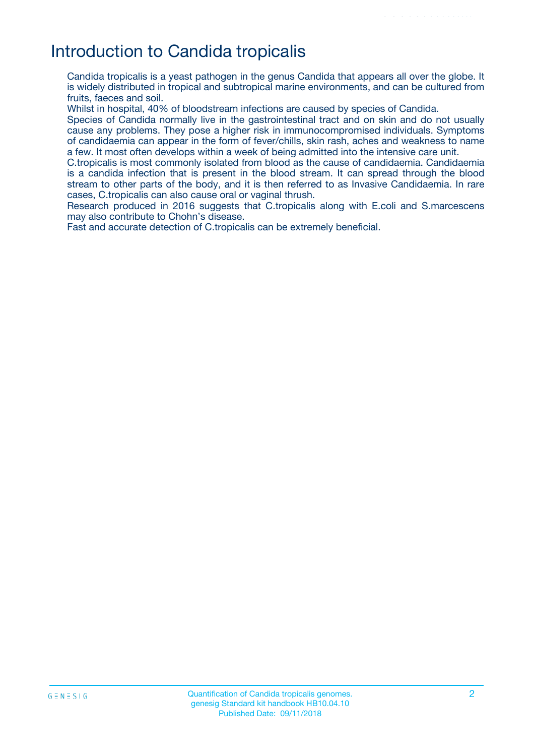# Introduction to Candida tropicalis

Candida tropicalis is a yeast pathogen in the genus Candida that appears all over the globe. It is widely distributed in tropical and subtropical marine environments, and can be cultured from fruits, faeces and soil.

Whilst in hospital, 40% of bloodstream infections are caused by species of Candida.

Species of Candida normally live in the gastrointestinal tract and on skin and do not usually cause any problems. They pose a higher risk in immunocompromised individuals. Symptoms of candidaemia can appear in the form of fever/chills, skin rash, aches and weakness to name a few. It most often develops within a week of being admitted into the intensive care unit.

C.tropicalis is most commonly isolated from blood as the cause of candidaemia. Candidaemia is a candida infection that is present in the blood stream. It can spread through the blood stream to other parts of the body, and it is then referred to as Invasive Candidaemia. In rare cases, C.tropicalis can also cause oral or vaginal thrush.

Research produced in 2016 suggests that C.tropicalis along with E.coli and S.marcescens may also contribute to Chohn's disease.

Fast and accurate detection of C.tropicalis can be extremely beneficial.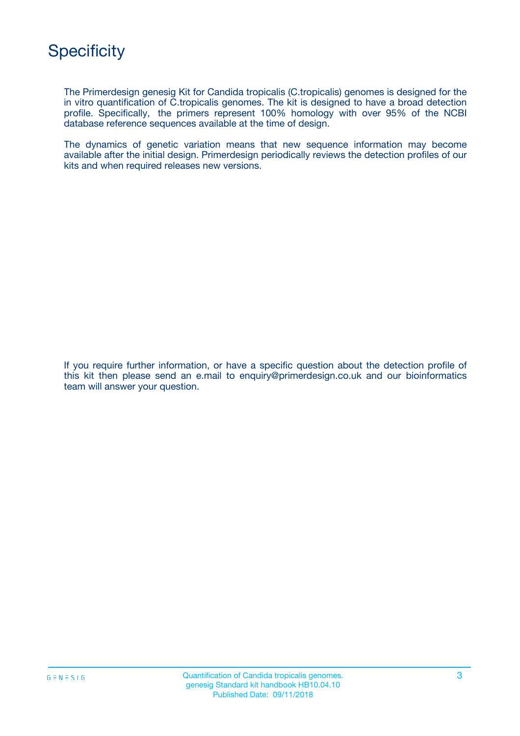# Specificity

The Primerdesign genesig Kit for Candida tropicalis (C.tropicalis) genomes is designed for the in vitro quantification of C.tropicalis genomes. The kit is designed to have a broad detection profile. Specifically, the primers represent 100% homology with over 95% of the NCBI database reference sequences available at the time of design.

The dynamics of genetic variation means that new sequence information may become available after the initial design. Primerdesign periodically reviews the detection profiles of our kits and when required releases new versions.

If you require further information, or have a specific question about the detection profile of this kit then please send an e.mail to enquiry@primerdesign.co.uk and our bioinformatics team will answer your question.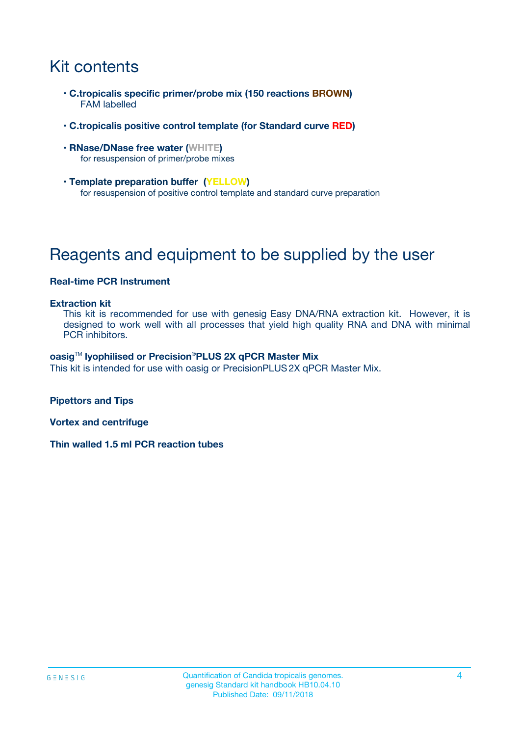# Kit contents

- **C.tropicalis specific primer/probe mix (150 reactions BROWN)**
  FAM labelled
- **C.tropicalis positive control template (for Standard curve RED)**
- **RNase/DNase free water (WHITE)**
  for resuspension of primer/probe mixes
- **Template preparation buffer (YELLOW)**
  for resuspension of positive control template and standard curve preparation

# Reagents and equipment to be supplied by the user

**Real-time PCR Instrument**

**Extraction kit**
This kit is recommended for use with genesig Easy DNA/RNA extraction kit. However, it is designed to work well with all processes that yield high quality RNA and DNA with minimal PCR inhibitors.

**oasig™ lyophilised or Precision®PLUS 2X qPCR Master Mix**
This kit is intended for use with oasig or PrecisionPLUS 2X qPCR Master Mix.

**Pipettors and Tips**

**Vortex and centrifuge**

**Thin walled 1.5 ml PCR reaction tubes**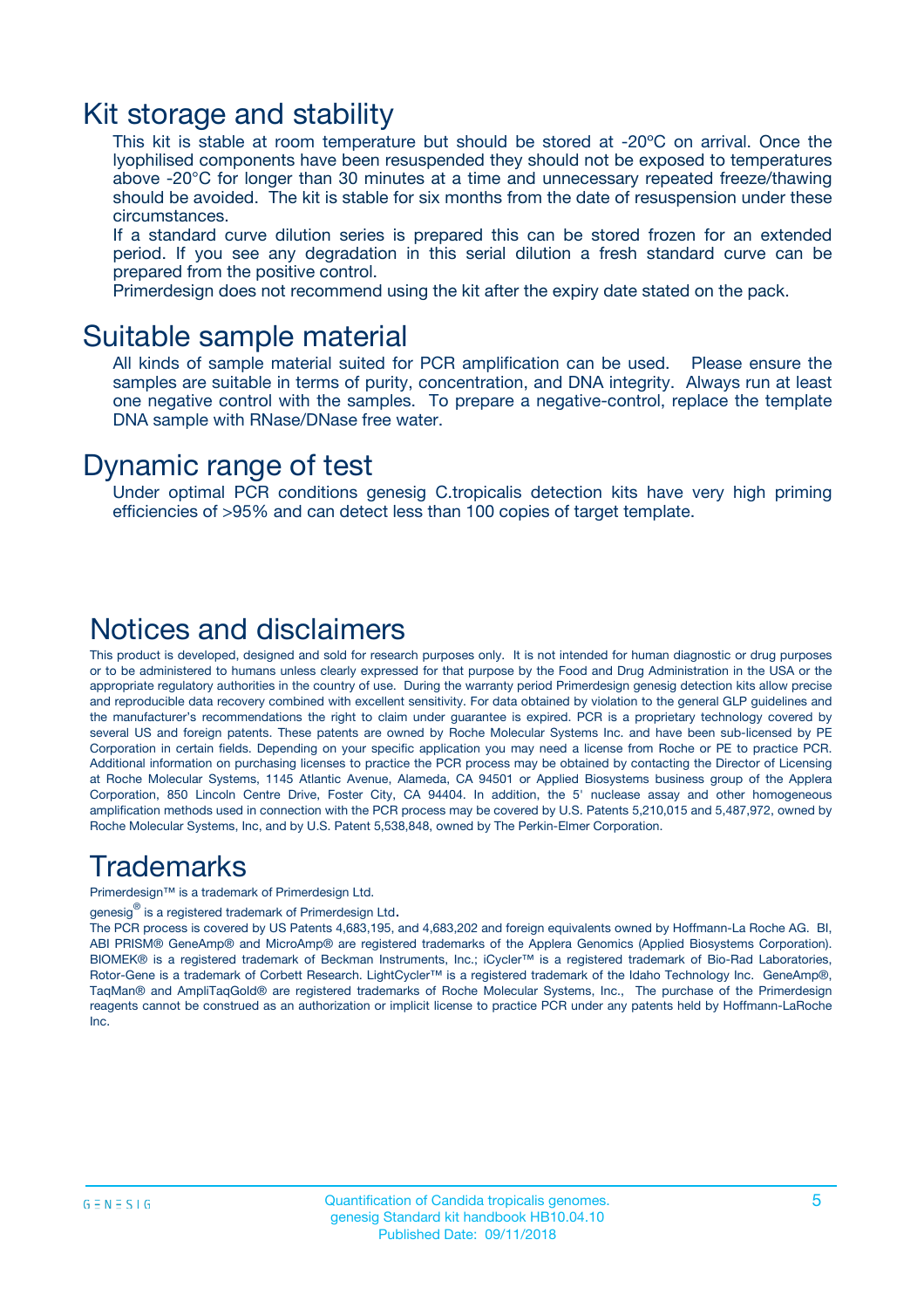## Kit storage and stability

This kit is stable at room temperature but should be stored at -20ºC on arrival. Once the lyophilised components have been resuspended they should not be exposed to temperatures above -20°C for longer than 30 minutes at a time and unnecessary repeated freeze/thawing should be avoided. The kit is stable for six months from the date of resuspension under these circumstances.

If a standard curve dilution series is prepared this can be stored frozen for an extended period. If you see any degradation in this serial dilution a fresh standard curve can be prepared from the positive control.

Primerdesign does not recommend using the kit after the expiry date stated on the pack.

## Suitable sample material

All kinds of sample material suited for PCR amplification can be used. Please ensure the samples are suitable in terms of purity, concentration, and DNA integrity. Always run at least one negative control with the samples. To prepare a negative-control, replace the template DNA sample with RNase/DNase free water.

## Dynamic range of test

Under optimal PCR conditions genesig C.tropicalis detection kits have very high priming efficiencies of >95% and can detect less than 100 copies of target template.

## Notices and disclaimers

This product is developed, designed and sold for research purposes only. It is not intended for human diagnostic or drug purposes or to be administered to humans unless clearly expressed for that purpose by the Food and Drug Administration in the USA or the appropriate regulatory authorities in the country of use. During the warranty period Primerdesign genesig detection kits allow precise and reproducible data recovery combined with excellent sensitivity. For data obtained by violation to the general GLP guidelines and the manufacturer's recommendations the right to claim under guarantee is expired. PCR is a proprietary technology covered by several US and foreign patents. These patents are owned by Roche Molecular Systems Inc. and have been sub-licensed by PE Corporation in certain fields. Depending on your specific application you may need a license from Roche or PE to practice PCR. Additional information on purchasing licenses to practice the PCR process may be obtained by contacting the Director of Licensing at Roche Molecular Systems, 1145 Atlantic Avenue, Alameda, CA 94501 or Applied Biosystems business group of the Applera Corporation, 850 Lincoln Centre Drive, Foster City, CA 94404. In addition, the 5' nuclease assay and other homogeneous amplification methods used in connection with the PCR process may be covered by U.S. Patents 5,210,015 and 5,487,972, owned by Roche Molecular Systems, Inc, and by U.S. Patent 5,538,848, owned by The Perkin-Elmer Corporation.

## Trademarks

Primerdesign™ is a trademark of Primerdesign Ltd.

genesig® is a registered trademark of Primerdesign Ltd.

The PCR process is covered by US Patents 4,683,195, and 4,683,202 and foreign equivalents owned by Hoffmann-La Roche AG. BI, ABI PRISM® GeneAmp® and MicroAmp® are registered trademarks of the Applera Genomics (Applied Biosystems Corporation). BIOMEK® is a registered trademark of Beckman Instruments, Inc.; iCycler™ is a registered trademark of Bio-Rad Laboratories, Rotor-Gene is a trademark of Corbett Research. LightCycler™ is a registered trademark of the Idaho Technology Inc. GeneAmp®, TaqMan® and AmpliTaqGold® are registered trademarks of Roche Molecular Systems, Inc., The purchase of the Primerdesign reagents cannot be construed as an authorization or implicit license to practice PCR under any patents held by Hoffmann-LaRoche Inc.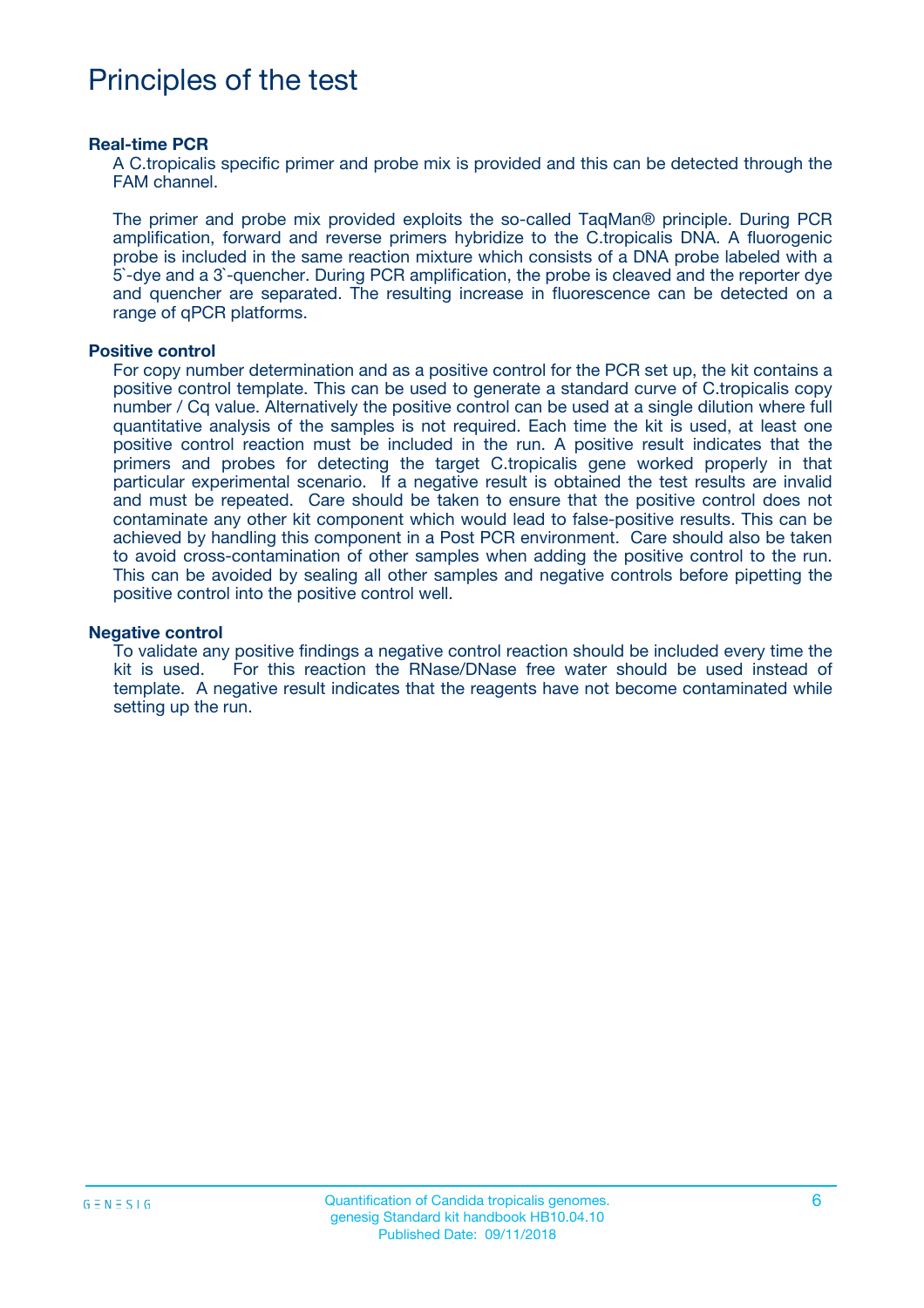# Principles of the test

### Real-time PCR

A C.tropicalis specific primer and probe mix is provided and this can be detected through the FAM channel.

The primer and probe mix provided exploits the so-called TaqMan® principle. During PCR amplification, forward and reverse primers hybridize to the C.tropicalis DNA. A fluorogenic probe is included in the same reaction mixture which consists of a DNA probe labeled with a 5`-dye and a 3`-quencher. During PCR amplification, the probe is cleaved and the reporter dye and quencher are separated. The resulting increase in fluorescence can be detected on a range of qPCR platforms.

### Positive control

For copy number determination and as a positive control for the PCR set up, the kit contains a positive control template. This can be used to generate a standard curve of C.tropicalis copy number / Cq value. Alternatively the positive control can be used at a single dilution where full quantitative analysis of the samples is not required. Each time the kit is used, at least one positive control reaction must be included in the run. A positive result indicates that the primers and probes for detecting the target C.tropicalis gene worked properly in that particular experimental scenario. If a negative result is obtained the test results are invalid and must be repeated. Care should be taken to ensure that the positive control does not contaminate any other kit component which would lead to false-positive results. This can be achieved by handling this component in a Post PCR environment. Care should also be taken to avoid cross-contamination of other samples when adding the positive control to the run. This can be avoided by sealing all other samples and negative controls before pipetting the positive control into the positive control well.

### Negative control

To validate any positive findings a negative control reaction should be included every time the kit is used. For this reaction the RNase/DNase free water should be used instead of template. A negative result indicates that the reagents have not become contaminated while setting up the run.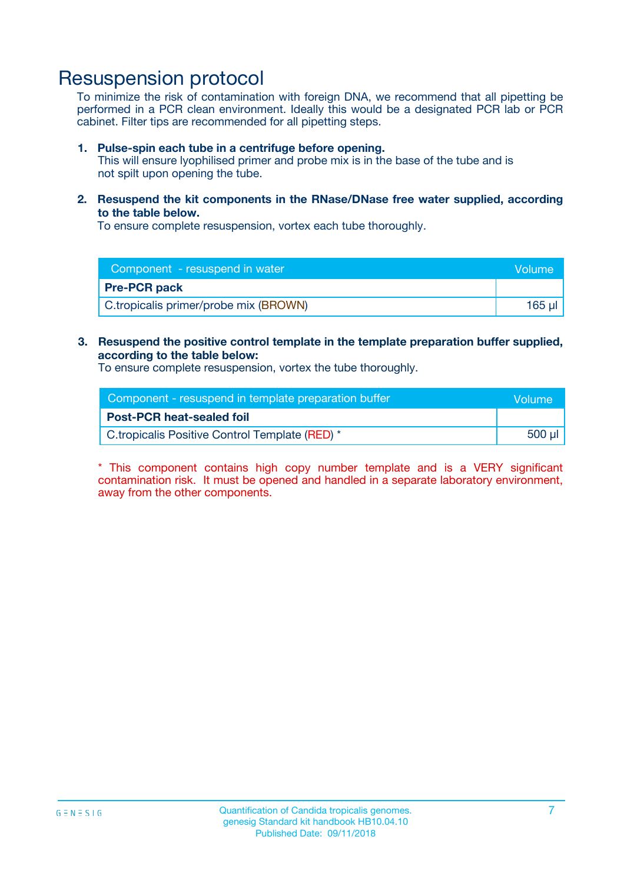# Resuspension protocol

To minimize the risk of contamination with foreign DNA, we recommend that all pipetting be performed in a PCR clean environment. Ideally this would be a designated PCR lab or PCR cabinet. Filter tips are recommended for all pipetting steps.

1. **Pulse-spin each tube in a centrifuge before opening.**
   This will ensure lyophilised primer and probe mix is in the base of the tube and is not spilt upon opening the tube.

2. **Resuspend the kit components in the RNase/DNase free water supplied, according to the table below.**
   To ensure complete resuspension, vortex each tube thoroughly.

| Component - resuspend in water | Volume |
|---|---|
| **Pre-PCR pack** | |
| C.tropicalis primer/probe mix (BROWN) | 165 µl |

3. **Resuspend the positive control template in the template preparation buffer supplied, according to the table below:**
   To ensure complete resuspension, vortex the tube thoroughly.

| Component - resuspend in template preparation buffer | Volume |
|---|---|
| **Post-PCR heat-sealed foil** | |
| C.tropicalis Positive Control Template (RED) * | 500 µl |

* This component contains high copy number template and is a VERY significant contamination risk. It must be opened and handled in a separate laboratory environment, away from the other components.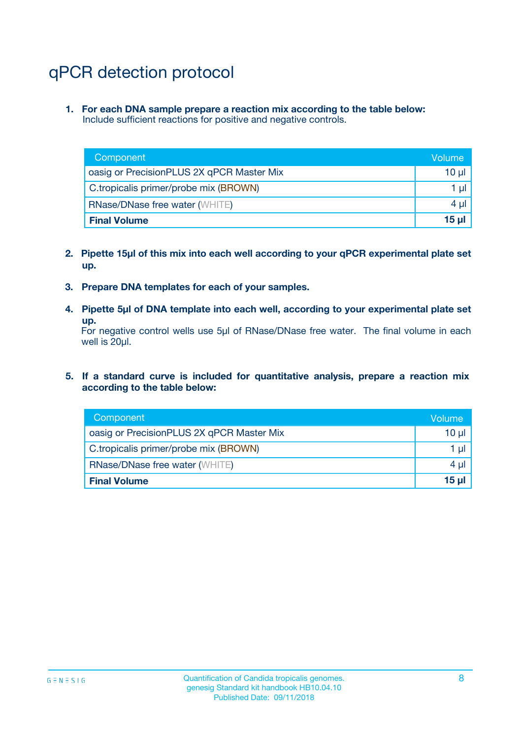# qPCR detection protocol

1. **For each DNA sample prepare a reaction mix according to the table below:**
   Include sufficient reactions for positive and negative controls.

| Component | Volume |
|---|---|
| oasig or PrecisionPLUS 2X qPCR Master Mix | 10 µl |
| C.tropicalis primer/probe mix (BROWN) | 1 µl |
| RNase/DNase free water (WHITE) | 4 µl |
| **Final Volume** | **15 µl** |

2. **Pipette 15µl of this mix into each well according to your qPCR experimental plate set up.**

3. **Prepare DNA templates for each of your samples.**

4. **Pipette 5µl of DNA template into each well, according to your experimental plate set up.**
   For negative control wells use 5µl of RNase/DNase free water. The final volume in each well is 20µl.

5. **If a standard curve is included for quantitative analysis, prepare a reaction mix according to the table below:**

| Component | Volume |
|---|---|
| oasig or PrecisionPLUS 2X qPCR Master Mix | 10 µl |
| C.tropicalis primer/probe mix (BROWN) | 1 µl |
| RNase/DNase free water (WHITE) | 4 µl |
| **Final Volume** | **15 µl** |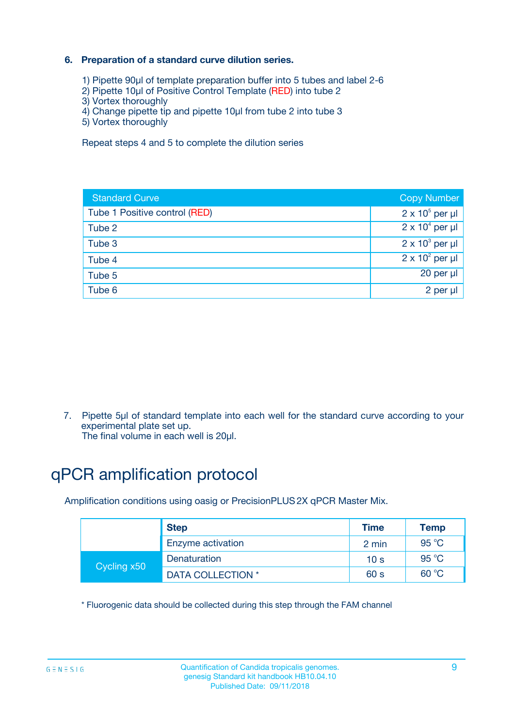**6. Preparation of a standard curve dilution series.**

1) Pipette 90µl of template preparation buffer into 5 tubes and label 2-6
2) Pipette 10µl of Positive Control Template (RED) into tube 2
3) Vortex thoroughly
4) Change pipette tip and pipette 10µl from tube 2 into tube 3
5) Vortex thoroughly

Repeat steps 4 and 5 to complete the dilution series

| Standard Curve | Copy Number |
|---|---|
| Tube 1 Positive control (RED) | $2 \times 10^5$ per µl |
| Tube 2 | $2 \times 10^4$ per µl |
| Tube 3 | $2 \times 10^3$ per µl |
| Tube 4 | $2 \times 10^2$ per µl |
| Tube 5 | 20 per µl |
| Tube 6 | 2 per µl |

7. Pipette 5µl of standard template into each well for the standard curve according to your experimental plate set up.
The final volume in each well is 20µl.

# qPCR amplification protocol

Amplification conditions using oasig or PrecisionPLUS 2X qPCR Master Mix.

| | Step | Time | Temp |
|---|---|---|---|
| | Enzyme activation | 2 min | 95 °C |
| Cycling x50 | Denaturation | 10 s | 95 °C |
| | DATA COLLECTION * | 60 s | 60 °C |

* Fluorogenic data should be collected during this step through the FAM channel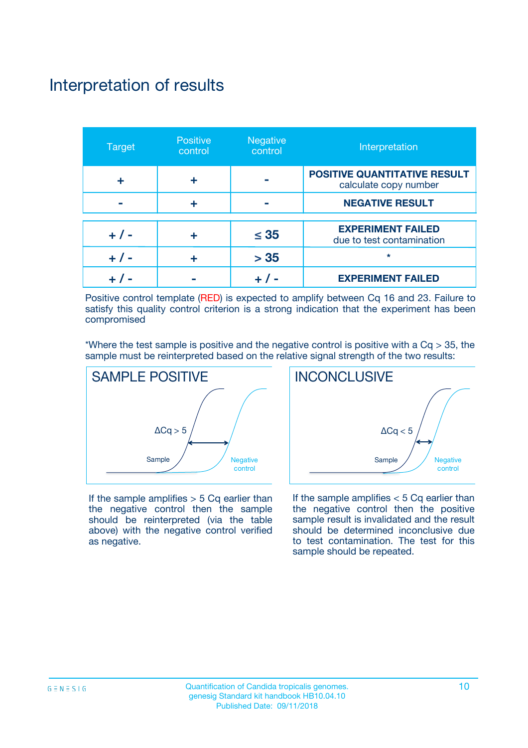# Interpretation of results

| Target | Positive control | Negative control | Interpretation |
|---|---|---|---|
| + | + | - | **POSITIVE QUANTITATIVE RESULT** calculate copy number |
| - | + | - | **NEGATIVE RESULT** |
| + / - | + | ≤ 35 | **EXPERIMENT FAILED** due to test contamination |
| + / - | + | > 35 | * |
| + / - | - | + / - | **EXPERIMENT FAILED** |

Positive control template (RED) is expected to amplify between Cq 16 and 23. Failure to satisfy this quality control criterion is a strong indication that the experiment has been compromised

*Where the test sample is positive and the negative control is positive with a Cq > 35, the sample must be reinterpreted based on the relative signal strength of the two results:

SAMPLE POSITIVE

ΔCq > 5

Sample

Negative control

If the sample amplifies > 5 Cq earlier than the negative control then the sample should be reinterpreted (via the table above) with the negative control verified as negative.

INCONCLUSIVE

ΔCq < 5

Sample

Negative control

If the sample amplifies < 5 Cq earlier than the negative control then the positive sample result is invalidated and the result should be determined inconclusive due to test contamination. The test for this sample should be repeated.